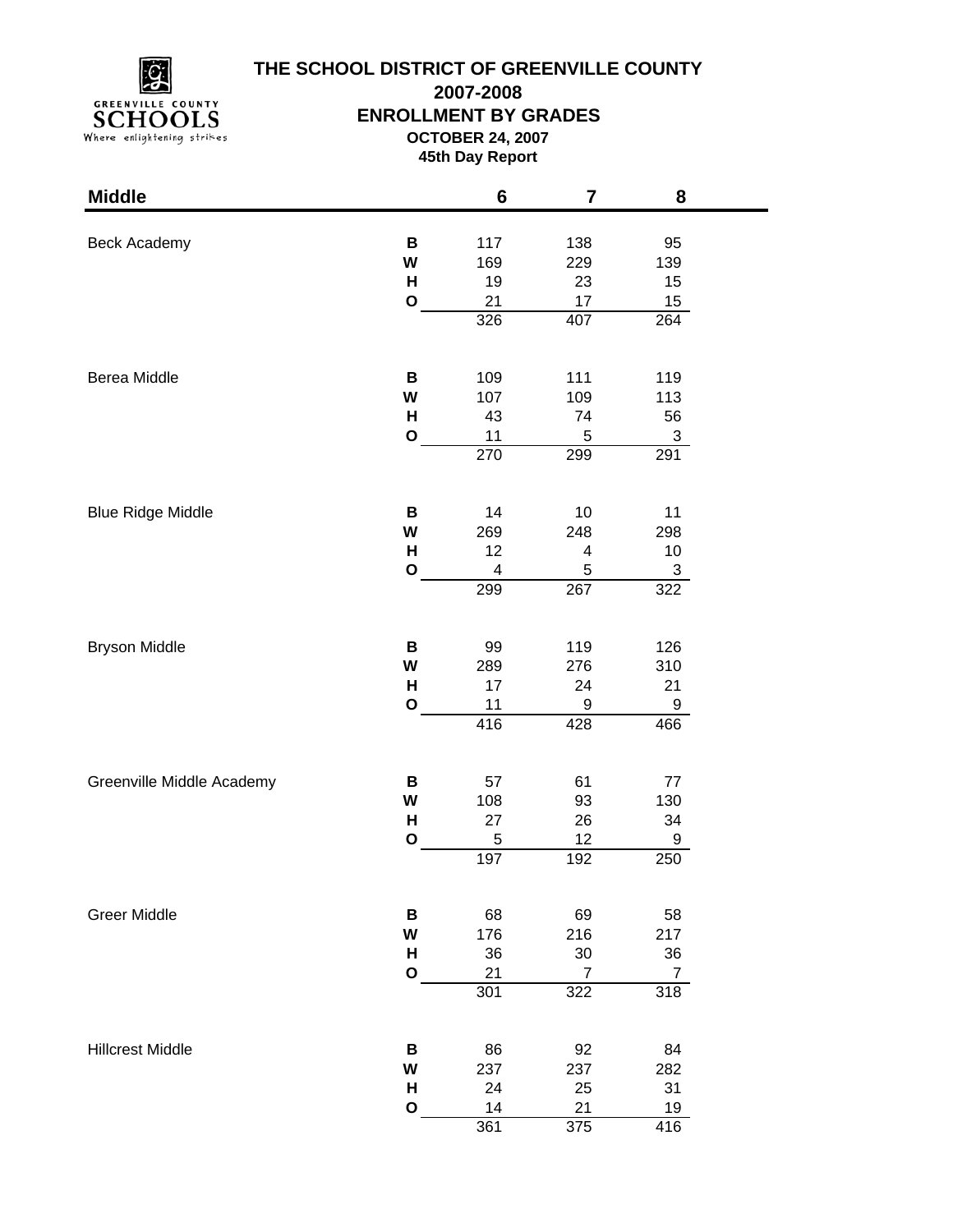# THE SCHOOL DISTRICT OF GREENVILLE COUNTY

## 2007-2008

## ENROLLMENT BY GRADES

**OCTOBER 24, 2007**

**45th Day Report**

| Middle | | 6 | 7 | 8 |
|---|---|---|---|---|
| Beck Academy | **B** | 117 | 138 | 95 |
| | **W** | 169 | 229 | 139 |
| | **H** | 19 | 23 | 15 |
| | **O** | 21 | 17 | 15 |
| | | 326 | 407 | 264 |
| Berea Middle | **B** | 109 | 111 | 119 |
| | **W** | 107 | 109 | 113 |
| | **H** | 43 | 74 | 56 |
| | **O** | 11 | 5 | 3 |
| | | 270 | 299 | 291 |
| Blue Ridge Middle | **B** | 14 | 10 | 11 |
| | **W** | 269 | 248 | 298 |
| | **H** | 12 | 4 | 10 |
| | **O** | 4 | 5 | 3 |
| | | 299 | 267 | 322 |
| Bryson Middle | **B** | 99 | 119 | 126 |
| | **W** | 289 | 276 | 310 |
| | **H** | 17 | 24 | 21 |
| | **O** | 11 | 9 | 9 |
| | | 416 | 428 | 466 |
| Greenville Middle Academy | **B** | 57 | 61 | 77 |
| | **W** | 108 | 93 | 130 |
| | **H** | 27 | 26 | 34 |
| | **O** | 5 | 12 | 9 |
| | | 197 | 192 | 250 |
| Greer Middle | **B** | 68 | 69 | 58 |
| | **W** | 176 | 216 | 217 |
| | **H** | 36 | 30 | 36 |
| | **O** | 21 | 7 | 7 |
| | | 301 | 322 | 318 |
| Hillcrest Middle | **B** | 86 | 92 | 84 |
| | **W** | 237 | 237 | 282 |
| | **H** | 24 | 25 | 31 |
| | **O** | 14 | 21 | 19 |
| | | 361 | 375 | 416 |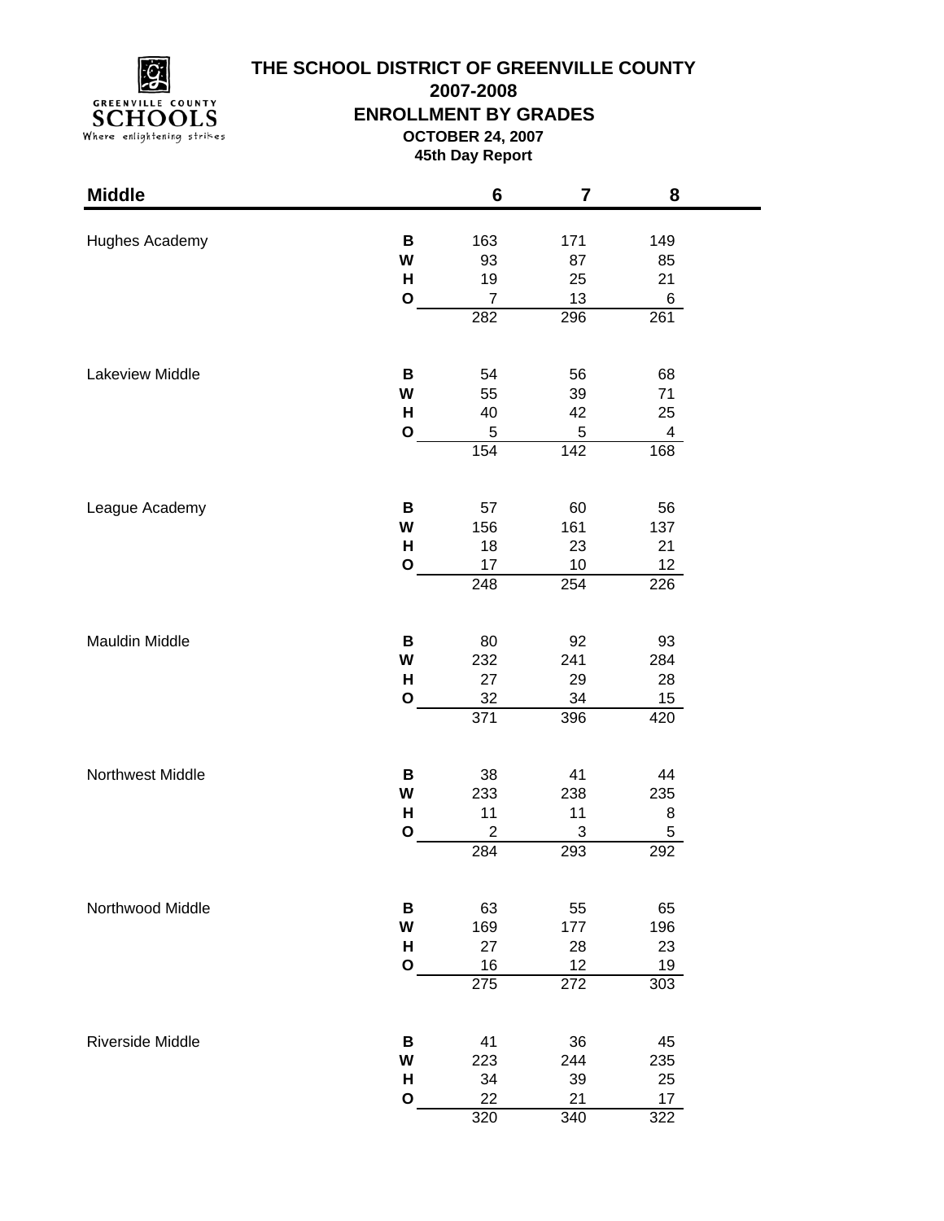# THE SCHOOL DISTRICT OF GREENVILLE COUNTY

## 2007-2008

## ENROLLMENT BY GRADES

**OCTOBER 24, 2007**

**45th Day Report**

| Middle | | 6 | 7 | 8 |
|---|---|---|---|---|
| Hughes Academy | **B** | 163 | 171 | 149 |
| | **W** | 93 | 87 | 85 |
| | **H** | 19 | 25 | 21 |
| | **O** | 7 | 13 | 6 |
| | | 282 | 296 | 261 |
| Lakeview Middle | **B** | 54 | 56 | 68 |
| | **W** | 55 | 39 | 71 |
| | **H** | 40 | 42 | 25 |
| | **O** | 5 | 5 | 4 |
| | | 154 | 142 | 168 |
| League Academy | **B** | 57 | 60 | 56 |
| | **W** | 156 | 161 | 137 |
| | **H** | 18 | 23 | 21 |
| | **O** | 17 | 10 | 12 |
| | | 248 | 254 | 226 |
| Mauldin Middle | **B** | 80 | 92 | 93 |
| | **W** | 232 | 241 | 284 |
| | **H** | 27 | 29 | 28 |
| | **O** | 32 | 34 | 15 |
| | | 371 | 396 | 420 |
| Northwest Middle | **B** | 38 | 41 | 44 |
| | **W** | 233 | 238 | 235 |
| | **H** | 11 | 11 | 8 |
| | **O** | 2 | 3 | 5 |
| | | 284 | 293 | 292 |
| Northwood Middle | **B** | 63 | 55 | 65 |
| | **W** | 169 | 177 | 196 |
| | **H** | 27 | 28 | 23 |
| | **O** | 16 | 12 | 19 |
| | | 275 | 272 | 303 |
| Riverside Middle | **B** | 41 | 36 | 45 |
| | **W** | 223 | 244 | 235 |
| | **H** | 34 | 39 | 25 |
| | **O** | 22 | 21 | 17 |
| | | 320 | 340 | 322 |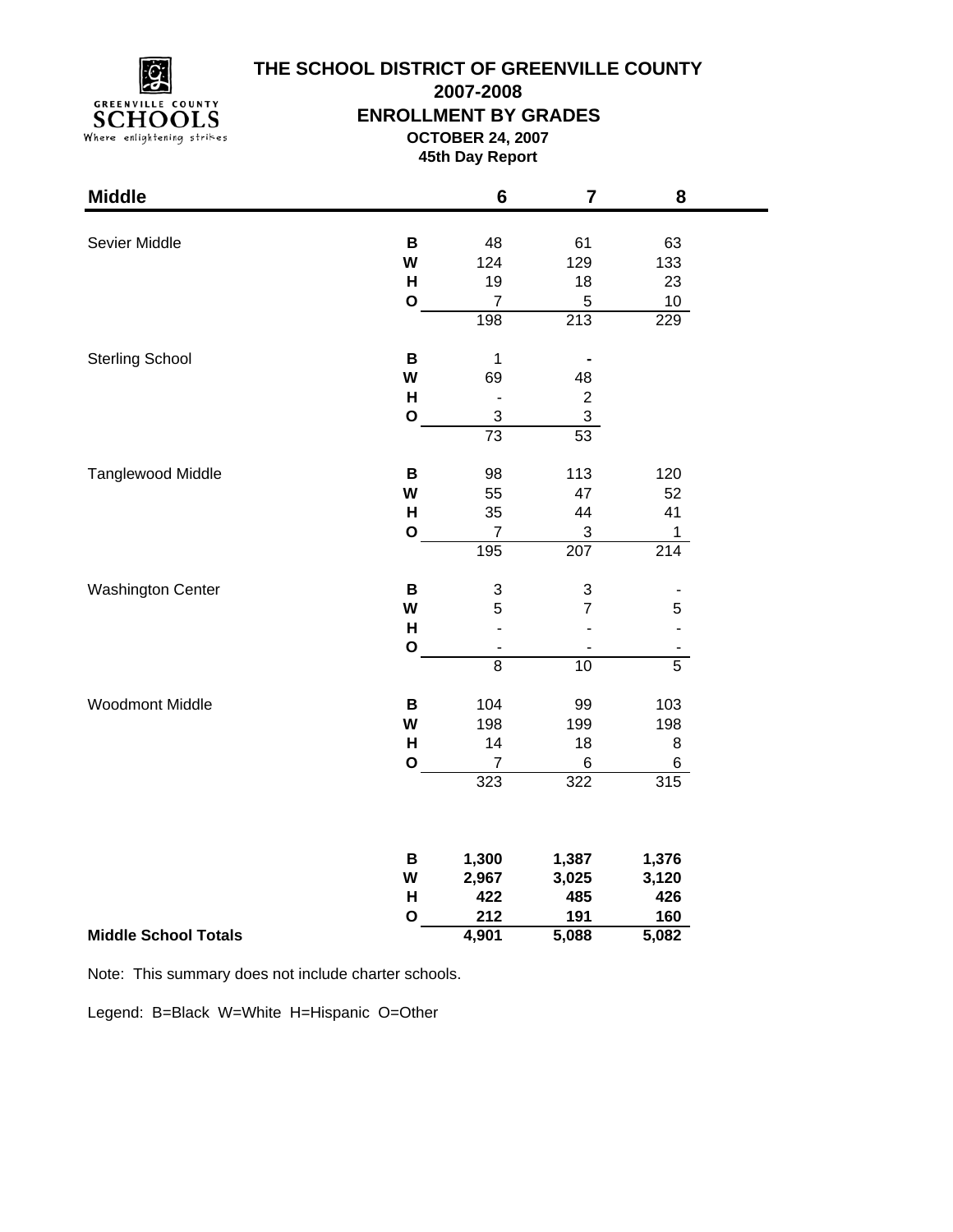# THE SCHOOL DISTRICT OF GREENVILLE COUNTY

## 2007-2008

## ENROLLMENT BY GRADES

**OCTOBER 24, 2007**

**45th Day Report**

| Middle | | 6 | 7 | 8 |
|---|---|---|---|---|
| Sevier Middle | B | 48 | 61 | 63 |
| | W | 124 | 129 | 133 |
| | H | 19 | 18 | 23 |
| | O | 7 | 5 | 10 |
| | | 198 | 213 | 229 |
| Sterling School | B | 1 | - | |
| | W | 69 | 48 | |
| | H | - | 2 | |
| | O | 3 | 3 | |
| | | 73 | 53 | |
| Tanglewood Middle | B | 98 | 113 | 120 |
| | W | 55 | 47 | 52 |
| | H | 35 | 44 | 41 |
| | O | 7 | 3 | 1 |
| | | 195 | 207 | 214 |
| Washington Center | B | 3 | 3 | - |
| | W | 5 | 7 | 5 |
| | H | - | - | - |
| | O | - | - | - |
| | | 8 | 10 | 5 |
| Woodmont Middle | B | 104 | 99 | 103 |
| | W | 198 | 199 | 198 |
| | H | 14 | 18 | 8 |
| | O | 7 | 6 | 6 |
| | | 323 | 322 | 315 |
| | B | **1,300** | **1,387** | **1,376** |
| | W | **2,967** | **3,025** | **3,120** |
| | H | **422** | **485** | **426** |
| | O | **212** | **191** | **160** |
| **Middle School Totals** | | **4,901** | **5,088** | **5,082** |

Note: This summary does not include charter schools.

Legend: B=Black W=White H=Hispanic O=Other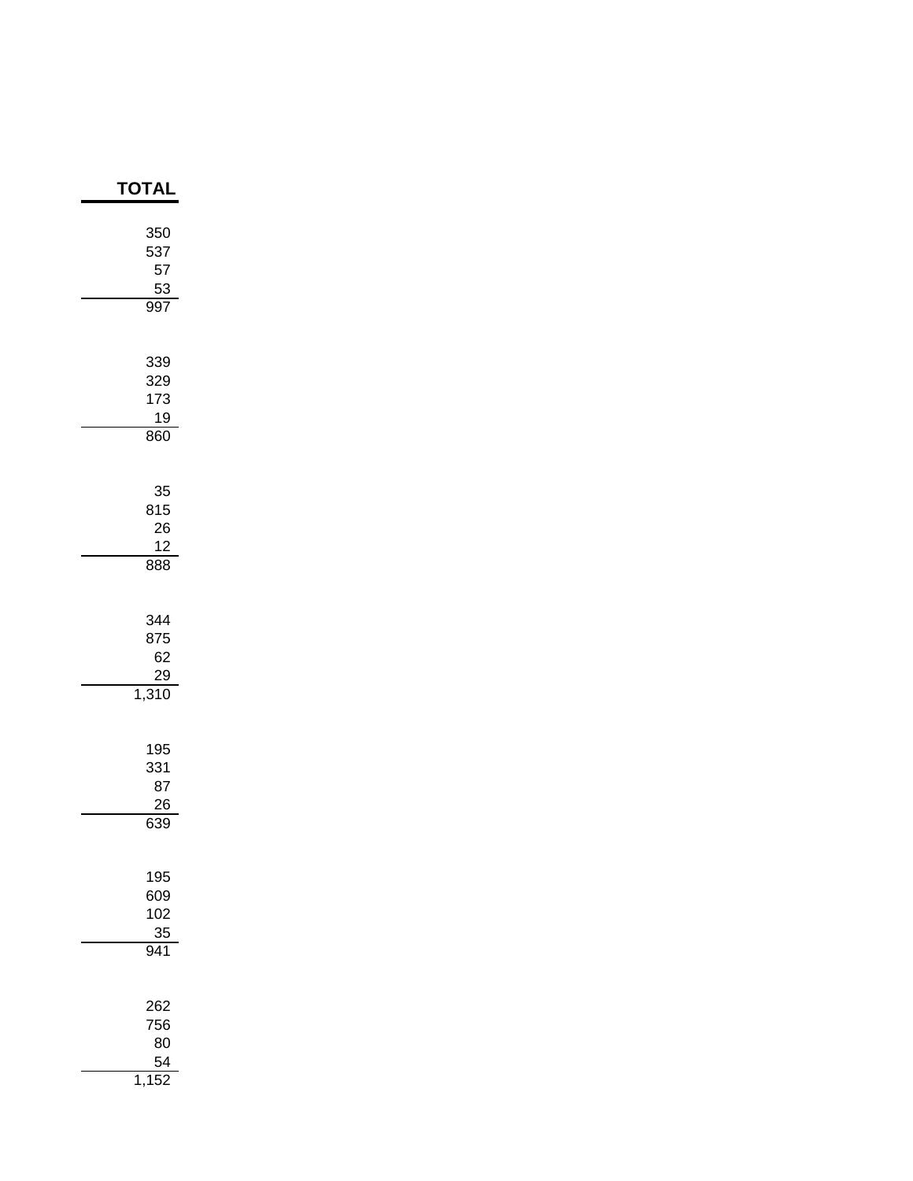| TOTAL |
|---:|
| 350 |
| 537 |
| 57 |
| 53 |
| 997 |
| |
| 339 |
| 329 |
| 173 |
| 19 |
| 860 |
| |
| 35 |
| 815 |
| 26 |
| 12 |
| 888 |
| |
| 344 |
| 875 |
| 62 |
| 29 |
| 1,310 |
| |
| 195 |
| 331 |
| 87 |
| 26 |
| 639 |
| |
| 195 |
| 609 |
| 102 |
| 35 |
| 941 |
| |
| 262 |
| 756 |
| 80 |
| 54 |
| 1,152 |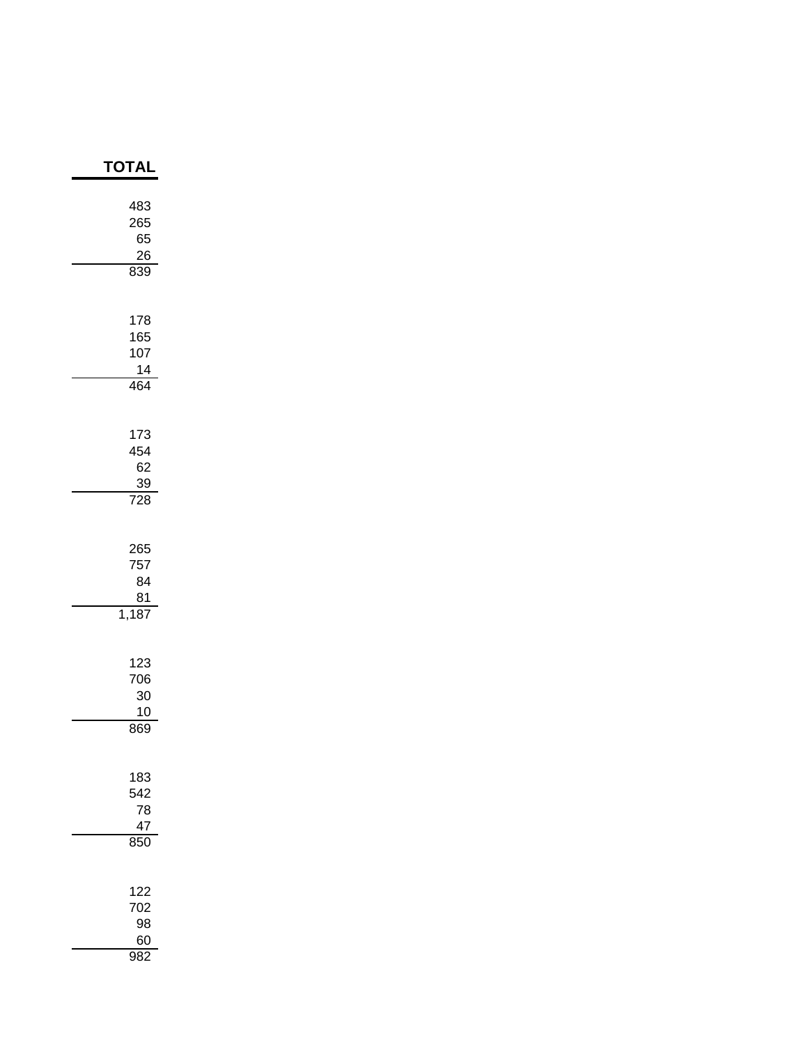| TOTAL |
|---:|
| 483 |
| 265 |
| 65 |
| 26 |
| 839 |
| |
| 178 |
| 165 |
| 107 |
| 14 |
| 464 |
| |
| 173 |
| 454 |
| 62 |
| 39 |
| 728 |
| |
| 265 |
| 757 |
| 84 |
| 81 |
| 1,187 |
| |
| 123 |
| 706 |
| 30 |
| 10 |
| 869 |
| |
| 183 |
| 542 |
| 78 |
| 47 |
| 850 |
| |
| 122 |
| 702 |
| 98 |
| 60 |
| 982 |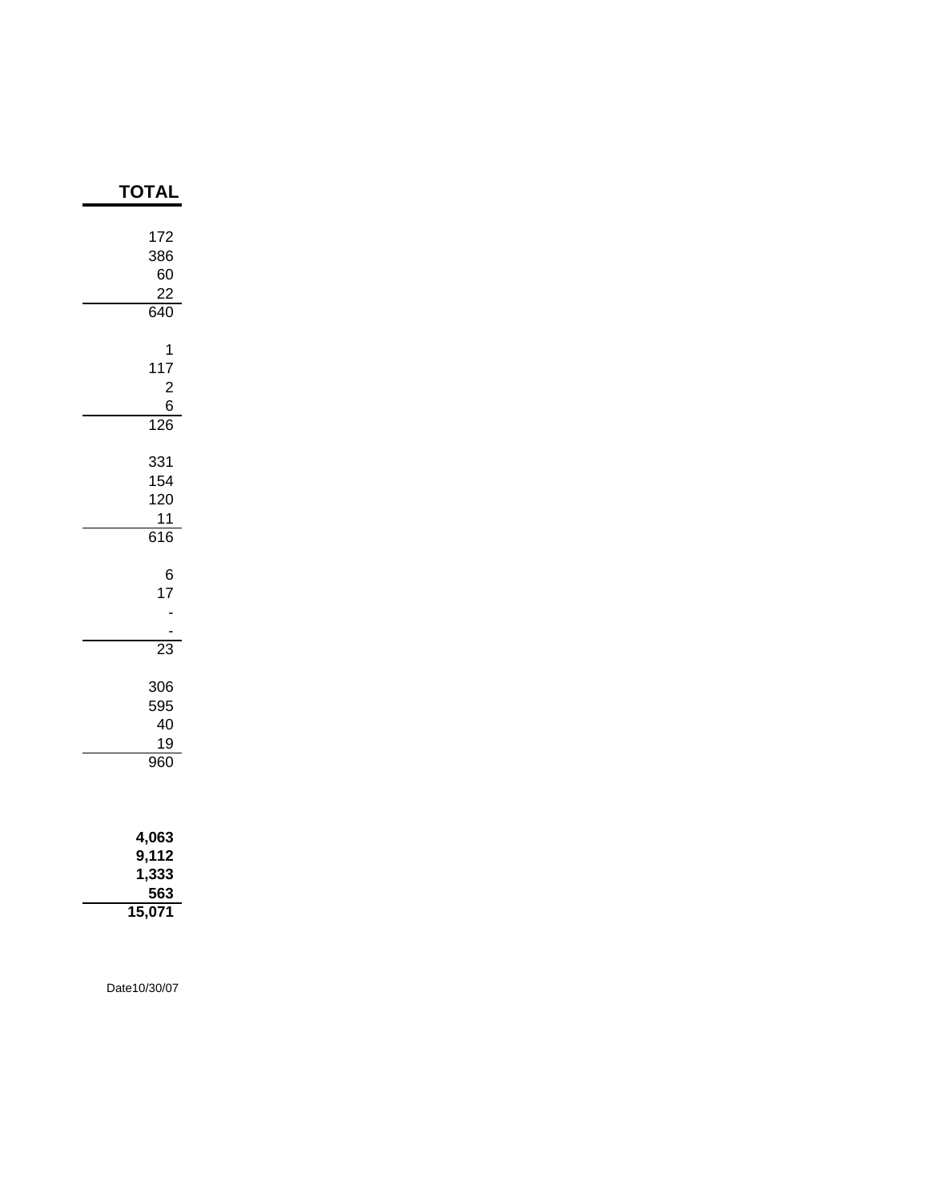| TOTAL |
|---|
| |
| 172 |
| 386 |
| 60 |
| 22 |
| 640 |
| |
| 1 |
| 117 |
| 2 |
| 6 |
| 126 |
| |
| 331 |
| 154 |
| 120 |
| 11 |
| 616 |
| |
| 6 |
| 17 |
| - |
| - |
| 23 |
| |
| 306 |
| 595 |
| 40 |
| 19 |
| 960 |
| |
| **4,063** |
| **9,112** |
| **1,333** |
| **563** |
| **15,071** |

Date10/30/07